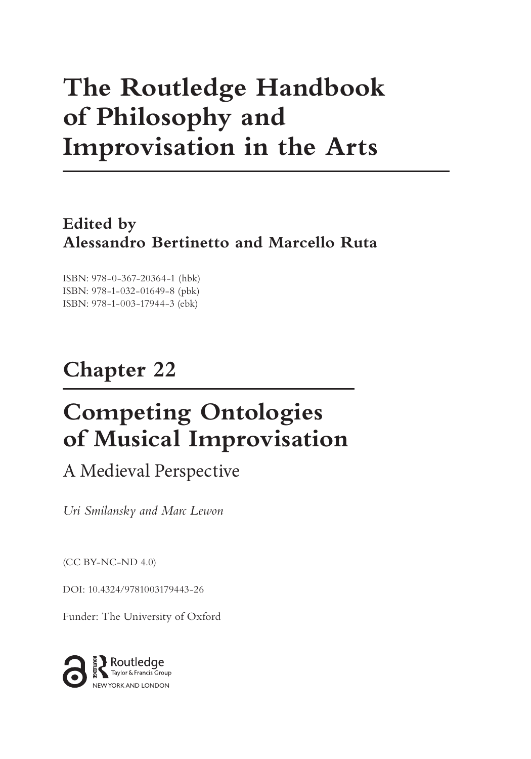# The Routledge Handbook of Philosophy and Improvisation in the Arts

**Edited by**
**Alessandro Bertinetto and Marcello Ruta**

ISBN: 978-0-367-20364-1 (hbk)
ISBN: 978-1-032-01649-8 (pbk)
ISBN: 978-1-003-17944-3 (ebk)

## Chapter 22

# Competing Ontologies of Musical Improvisation

A Medieval Perspective

*Uri Smilansky and Marc Lewon*

(CC BY-NC-ND 4.0)

DOI: 10.4324/9781003179443-26

Funder: The University of Oxford

Routledge
Taylor & Francis Group
NEW YORK AND LONDON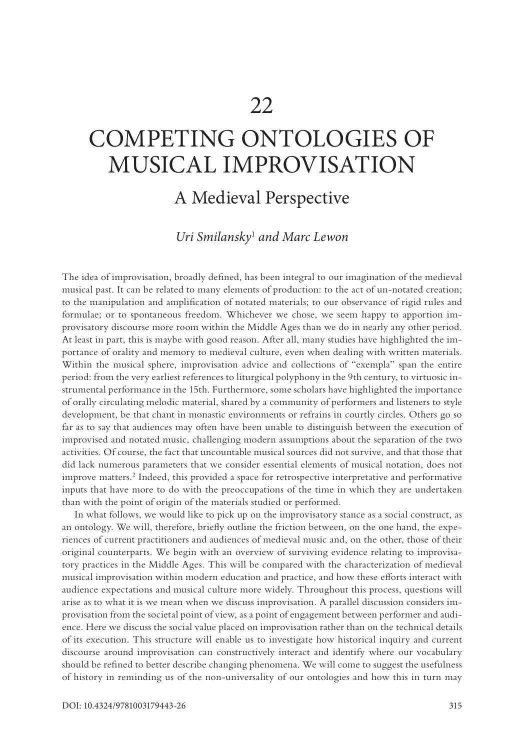# 22

# COMPETING ONTOLOGIES OF MUSICAL IMPROVISATION

## A Medieval Perspective

*Uri Smilansky*[1] *and Marc Lewon*

The idea of improvisation, broadly defined, has been integral to our imagination of the medieval musical past. It can be related to many elements of production: to the act of un-notated creation; to the manipulation and amplification of notated materials; to our observance of rigid rules and formulae; or to spontaneous freedom. Whichever we chose, we seem happy to apportion improvisatory discourse more room within the Middle Ages than we do in nearly any other period. At least in part, this is maybe with good reason. After all, many studies have highlighted the importance of orality and memory to medieval culture, even when dealing with written materials. Within the musical sphere, improvisation advice and collections of "exempla" span the entire period: from the very earliest references to liturgical polyphony in the 9th century, to virtuosic instrumental performance in the 15th. Furthermore, some scholars have highlighted the importance of orally circulating melodic material, shared by a community of performers and listeners to style development, be that chant in monastic environments or refrains in courtly circles. Others go so far as to say that audiences may often have been unable to distinguish between the execution of improvised and notated music, challenging modern assumptions about the separation of the two activities. Of course, the fact that uncountable musical sources did not survive, and that those that did lack numerous parameters that we consider essential elements of musical notation, does not improve matters.[2] Indeed, this provided a space for retrospective interpretative and performative inputs that have more to do with the preoccupations of the time in which they are undertaken than with the point of origin of the materials studied or performed.

In what follows, we would like to pick up on the improvisatory stance as a social construct, as an ontology. We will, therefore, briefly outline the friction between, on the one hand, the experiences of current practitioners and audiences of medieval music and, on the other, those of their original counterparts. We begin with an overview of surviving evidence relating to improvisatory practices in the Middle Ages. This will be compared with the characterization of medieval musical improvisation within modern education and practice, and how these efforts interact with audience expectations and musical culture more widely. Throughout this process, questions will arise as to what it is we mean when we discuss improvisation. A parallel discussion considers improvisation from the societal point of view, as a point of engagement between performer and audience. Here we discuss the social value placed on improvisation rather than on the technical details of its execution. This structure will enable us to investigate how historical inquiry and current discourse around improvisation can constructively interact and identify where our vocabulary should be refined to better describe changing phenomena. We will come to suggest the usefulness of history in reminding us of the non-universality of our ontologies and how this in turn may

DOI: 10.4324/9781003179443-26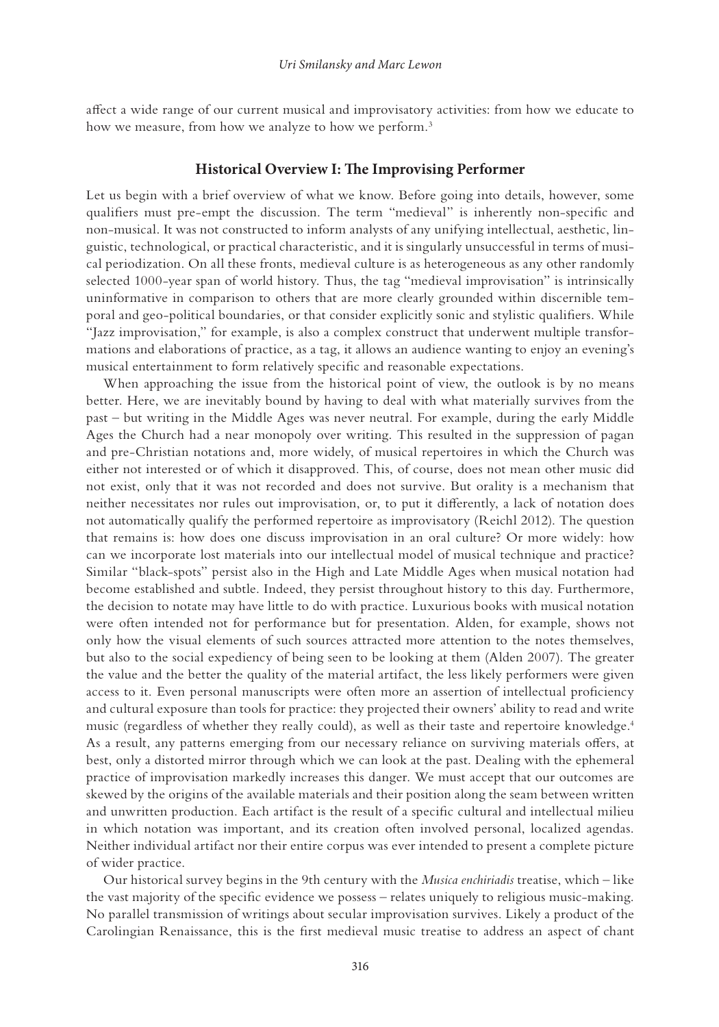affect a wide range of our current musical and improvisatory activities: from how we educate to how we measure, from how we analyze to how we perform.[3]

## Historical Overview I: The Improvising Performer

Let us begin with a brief overview of what we know. Before going into details, however, some qualifiers must pre-empt the discussion. The term "medieval" is inherently non-specific and non-musical. It was not constructed to inform analysts of any unifying intellectual, aesthetic, linguistic, technological, or practical characteristic, and it is singularly unsuccessful in terms of musical periodization. On all these fronts, medieval culture is as heterogeneous as any other randomly selected 1000-year span of world history. Thus, the tag "medieval improvisation" is intrinsically uninformative in comparison to others that are more clearly grounded within discernible temporal and geo-political boundaries, or that consider explicitly sonic and stylistic qualifiers. While "Jazz improvisation," for example, is also a complex construct that underwent multiple transformations and elaborations of practice, as a tag, it allows an audience wanting to enjoy an evening's musical entertainment to form relatively specific and reasonable expectations.

When approaching the issue from the historical point of view, the outlook is by no means better. Here, we are inevitably bound by having to deal with what materially survives from the past – but writing in the Middle Ages was never neutral. For example, during the early Middle Ages the Church had a near monopoly over writing. This resulted in the suppression of pagan and pre-Christian notations and, more widely, of musical repertoires in which the Church was either not interested or of which it disapproved. This, of course, does not mean other music did not exist, only that it was not recorded and does not survive. But orality is a mechanism that neither necessitates nor rules out improvisation, or, to put it differently, a lack of notation does not automatically qualify the performed repertoire as improvisatory (Reichl 2012). The question that remains is: how does one discuss improvisation in an oral culture? Or more widely: how can we incorporate lost materials into our intellectual model of musical technique and practice? Similar "black-spots" persist also in the High and Late Middle Ages when musical notation had become established and subtle. Indeed, they persist throughout history to this day. Furthermore, the decision to notate may have little to do with practice. Luxurious books with musical notation were often intended not for performance but for presentation. Alden, for example, shows not only how the visual elements of such sources attracted more attention to the notes themselves, but also to the social expediency of being seen to be looking at them (Alden 2007). The greater the value and the better the quality of the material artifact, the less likely performers were given access to it. Even personal manuscripts were often more an assertion of intellectual proficiency and cultural exposure than tools for practice: they projected their owners' ability to read and write music (regardless of whether they really could), as well as their taste and repertoire knowledge.[4] As a result, any patterns emerging from our necessary reliance on surviving materials offers, at best, only a distorted mirror through which we can look at the past. Dealing with the ephemeral practice of improvisation markedly increases this danger. We must accept that our outcomes are skewed by the origins of the available materials and their position along the seam between written and unwritten production. Each artifact is the result of a specific cultural and intellectual milieu in which notation was important, and its creation often involved personal, localized agendas. Neither individual artifact nor their entire corpus was ever intended to present a complete picture of wider practice.

Our historical survey begins in the 9th century with the *Musica enchiriadis* treatise, which – like the vast majority of the specific evidence we possess – relates uniquely to religious music-making. No parallel transmission of writings about secular improvisation survives. Likely a product of the Carolingian Renaissance, this is the first medieval music treatise to address an aspect of chant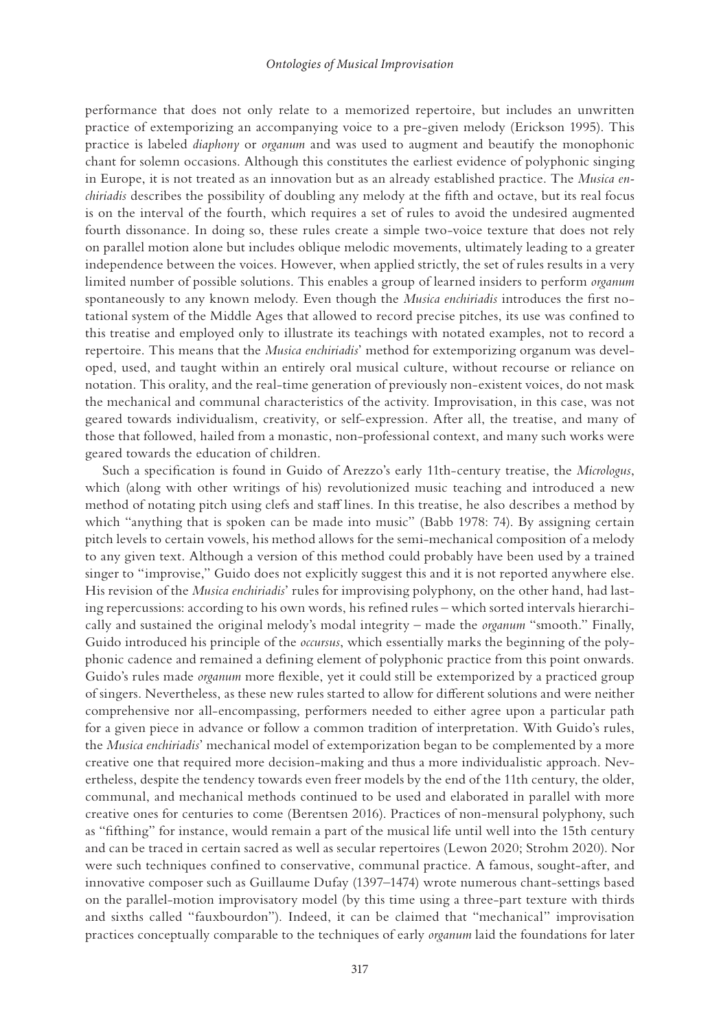performance that does not only relate to a memorized repertoire, but includes an unwritten practice of extemporizing an accompanying voice to a pre-given melody (Erickson 1995). This practice is labeled *diaphony* or *organum* and was used to augment and beautify the monophonic chant for solemn occasions. Although this constitutes the earliest evidence of polyphonic singing in Europe, it is not treated as an innovation but as an already established practice. The *Musica enchiriadis* describes the possibility of doubling any melody at the fifth and octave, but its real focus is on the interval of the fourth, which requires a set of rules to avoid the undesired augmented fourth dissonance. In doing so, these rules create a simple two-voice texture that does not rely on parallel motion alone but includes oblique melodic movements, ultimately leading to a greater independence between the voices. However, when applied strictly, the set of rules results in a very limited number of possible solutions. This enables a group of learned insiders to perform *organum* spontaneously to any known melody. Even though the *Musica enchiriadis* introduces the first notational system of the Middle Ages that allowed to record precise pitches, its use was confined to this treatise and employed only to illustrate its teachings with notated examples, not to record a repertoire. This means that the *Musica enchiriadis*' method for extemporizing organum was developed, used, and taught within an entirely oral musical culture, without recourse or reliance on notation. This orality, and the real-time generation of previously non-existent voices, do not mask the mechanical and communal characteristics of the activity. Improvisation, in this case, was not geared towards individualism, creativity, or self-expression. After all, the treatise, and many of those that followed, hailed from a monastic, non-professional context, and many such works were geared towards the education of children.

Such a specification is found in Guido of Arezzo's early 11th-century treatise, the *Micrologus*, which (along with other writings of his) revolutionized music teaching and introduced a new method of notating pitch using clefs and staff lines. In this treatise, he also describes a method by which "anything that is spoken can be made into music" (Babb 1978: 74). By assigning certain pitch levels to certain vowels, his method allows for the semi-mechanical composition of a melody to any given text. Although a version of this method could probably have been used by a trained singer to "improvise," Guido does not explicitly suggest this and it is not reported anywhere else. His revision of the *Musica enchiriadis*' rules for improvising polyphony, on the other hand, had lasting repercussions: according to his own words, his refined rules – which sorted intervals hierarchically and sustained the original melody's modal integrity – made the *organum* "smooth." Finally, Guido introduced his principle of the *occursus*, which essentially marks the beginning of the polyphonic cadence and remained a defining element of polyphonic practice from this point onwards. Guido's rules made *organum* more flexible, yet it could still be extemporized by a practiced group of singers. Nevertheless, as these new rules started to allow for different solutions and were neither comprehensive nor all-encompassing, performers needed to either agree upon a particular path for a given piece in advance or follow a common tradition of interpretation. With Guido's rules, the *Musica enchiriadis*' mechanical model of extemporization began to be complemented by a more creative one that required more decision-making and thus a more individualistic approach. Nevertheless, despite the tendency towards even freer models by the end of the 11th century, the older, communal, and mechanical methods continued to be used and elaborated in parallel with more creative ones for centuries to come (Berentsen 2016). Practices of non-mensural polyphony, such as "fifthing" for instance, would remain a part of the musical life until well into the 15th century and can be traced in certain sacred as well as secular repertoires (Lewon 2020; Strohm 2020). Nor were such techniques confined to conservative, communal practice. A famous, sought-after, and innovative composer such as Guillaume Dufay (1397–1474) wrote numerous chant-settings based on the parallel-motion improvisatory model (by this time using a three-part texture with thirds and sixths called "fauxbourdon"). Indeed, it can be claimed that "mechanical" improvisation practices conceptually comparable to the techniques of early *organum* laid the foundations for later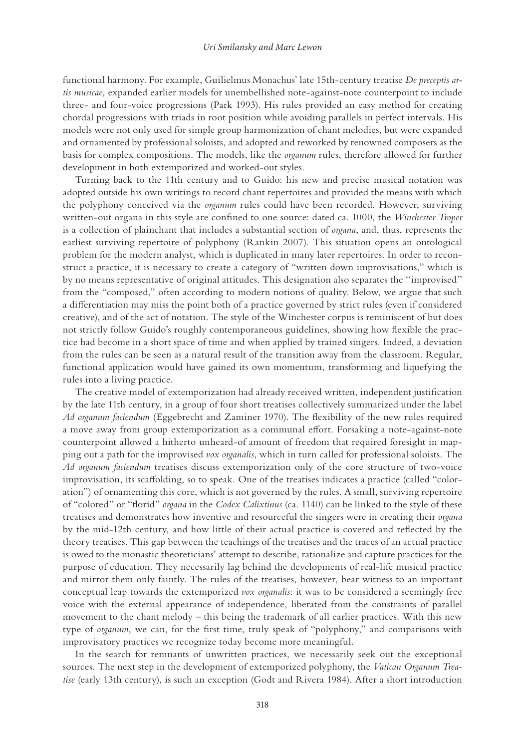functional harmony. For example, Guilielmus Monachus' late 15th-century treatise *De preceptis artis musicae*, expanded earlier models for unembellished note-against-note counterpoint to include three- and four-voice progressions (Park 1993). His rules provided an easy method for creating chordal progressions with triads in root position while avoiding parallels in perfect intervals. His models were not only used for simple group harmonization of chant melodies, but were expanded and ornamented by professional soloists, and adopted and reworked by renowned composers as the basis for complex compositions. The models, like the *organum* rules, therefore allowed for further development in both extemporized and worked-out styles.

Turning back to the 11th century and to Guido: his new and precise musical notation was adopted outside his own writings to record chant repertoires and provided the means with which the polyphony conceived via the *organum* rules could have been recorded. However, surviving written-out organa in this style are confined to one source: dated ca. 1000, the *Winchester Troper* is a collection of plainchant that includes a substantial section of *organa*, and, thus, represents the earliest surviving repertoire of polyphony (Rankin 2007). This situation opens an ontological problem for the modern analyst, which is duplicated in many later repertoires. In order to reconstruct a practice, it is necessary to create a category of "written down improvisations," which is by no means representative of original attitudes. This designation also separates the "improvised" from the "composed," often according to modern notions of quality. Below, we argue that such a differentiation may miss the point both of a practice governed by strict rules (even if considered creative), and of the act of notation. The style of the Winchester corpus is reminiscent of but does not strictly follow Guido's roughly contemporaneous guidelines, showing how flexible the practice had become in a short space of time and when applied by trained singers. Indeed, a deviation from the rules can be seen as a natural result of the transition away from the classroom. Regular, functional application would have gained its own momentum, transforming and liquefying the rules into a living practice.

The creative model of extemporization had already received written, independent justification by the late 11th century, in a group of four short treatises collectively summarized under the label *Ad organum faciendum* (Eggebrecht and Zaminer 1970). The flexibility of the new rules required a move away from group extemporization as a communal effort. Forsaking a note-against-note counterpoint allowed a hitherto unheard-of amount of freedom that required foresight in mapping out a path for the improvised *vox organalis*, which in turn called for professional soloists. The *Ad organum faciendum* treatises discuss extemporization only of the core structure of two-voice improvisation, its scaffolding, so to speak. One of the treatises indicates a practice (called "coloration") of ornamenting this core, which is not governed by the rules. A small, surviving repertoire of "colored" or "florid" *organa* in the *Codex Calixtinus* (ca. 1140) can be linked to the style of these treatises and demonstrates how inventive and resourceful the singers were in creating their *organa* by the mid-12th century, and how little of their actual practice is covered and reflected by the theory treatises. This gap between the teachings of the treatises and the traces of an actual practice is owed to the monastic theoreticians' attempt to describe, rationalize and capture practices for the purpose of education. They necessarily lag behind the developments of real-life musical practice and mirror them only faintly. The rules of the treatises, however, bear witness to an important conceptual leap towards the extemporized *vox organalis*: it was to be considered a seemingly free voice with the external appearance of independence, liberated from the constraints of parallel movement to the chant melody – this being the trademark of all earlier practices. With this new type of *organum*, we can, for the first time, truly speak of "polyphony," and comparisons with improvisatory practices we recognize today become more meaningful.

In the search for remnants of unwritten practices, we necessarily seek out the exceptional sources. The next step in the development of extemporized polyphony, the *Vatican Organum Treatise* (early 13th century), is such an exception (Godt and Rivera 1984). After a short introduction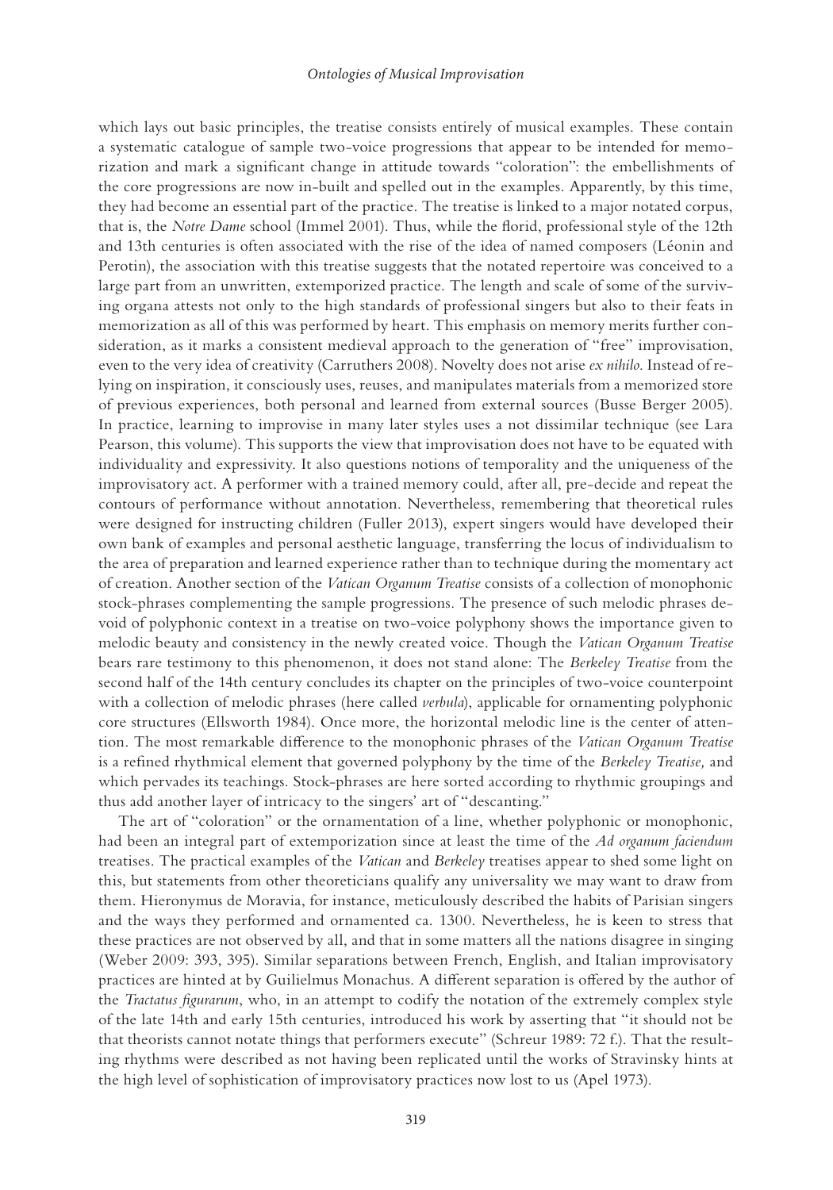which lays out basic principles, the treatise consists entirely of musical examples. These contain a systematic catalogue of sample two-voice progressions that appear to be intended for memorization and mark a significant change in attitude towards "coloration": the embellishments of the core progressions are now in-built and spelled out in the examples. Apparently, by this time, they had become an essential part of the practice. The treatise is linked to a major notated corpus, that is, the *Notre Dame* school (Immel 2001). Thus, while the florid, professional style of the 12th and 13th centuries is often associated with the rise of the idea of named composers (Léonin and Perotin), the association with this treatise suggests that the notated repertoire was conceived to a large part from an unwritten, extemporized practice. The length and scale of some of the surviving organa attests not only to the high standards of professional singers but also to their feats in memorization as all of this was performed by heart. This emphasis on memory merits further consideration, as it marks a consistent medieval approach to the generation of "free" improvisation, even to the very idea of creativity (Carruthers 2008). Novelty does not arise *ex nihilo*. Instead of relying on inspiration, it consciously uses, reuses, and manipulates materials from a memorized store of previous experiences, both personal and learned from external sources (Busse Berger 2005). In practice, learning to improvise in many later styles uses a not dissimilar technique (see Lara Pearson, this volume). This supports the view that improvisation does not have to be equated with individuality and expressivity. It also questions notions of temporality and the uniqueness of the improvisatory act. A performer with a trained memory could, after all, pre-decide and repeat the contours of performance without annotation. Nevertheless, remembering that theoretical rules were designed for instructing children (Fuller 2013), expert singers would have developed their own bank of examples and personal aesthetic language, transferring the locus of individualism to the area of preparation and learned experience rather than to technique during the momentary act of creation. Another section of the *Vatican Organum Treatise* consists of a collection of monophonic stock-phrases complementing the sample progressions. The presence of such melodic phrases devoid of polyphonic context in a treatise on two-voice polyphony shows the importance given to melodic beauty and consistency in the newly created voice. Though the *Vatican Organum Treatise* bears rare testimony to this phenomenon, it does not stand alone: The *Berkeley Treatise* from the second half of the 14th century concludes its chapter on the principles of two-voice counterpoint with a collection of melodic phrases (here called *verbula*), applicable for ornamenting polyphonic core structures (Ellsworth 1984). Once more, the horizontal melodic line is the center of attention. The most remarkable difference to the monophonic phrases of the *Vatican Organum Treatise* is a refined rhythmical element that governed polyphony by the time of the *Berkeley Treatise,* and which pervades its teachings. Stock-phrases are here sorted according to rhythmic groupings and thus add another layer of intricacy to the singers' art of "descanting."

The art of "coloration" or the ornamentation of a line, whether polyphonic or monophonic, had been an integral part of extemporization since at least the time of the *Ad organum faciendum* treatises. The practical examples of the *Vatican* and *Berkeley* treatises appear to shed some light on this, but statements from other theoreticians qualify any universality we may want to draw from them. Hieronymus de Moravia, for instance, meticulously described the habits of Parisian singers and the ways they performed and ornamented ca. 1300. Nevertheless, he is keen to stress that these practices are not observed by all, and that in some matters all the nations disagree in singing (Weber 2009: 393, 395). Similar separations between French, English, and Italian improvisatory practices are hinted at by Guilielmus Monachus. A different separation is offered by the author of the *Tractatus figurarum*, who, in an attempt to codify the notation of the extremely complex style of the late 14th and early 15th centuries, introduced his work by asserting that "it should not be that theorists cannot notate things that performers execute" (Schreur 1989: 72 f.). That the resulting rhythms were described as not having been replicated until the works of Stravinsky hints at the high level of sophistication of improvisatory practices now lost to us (Apel 1973).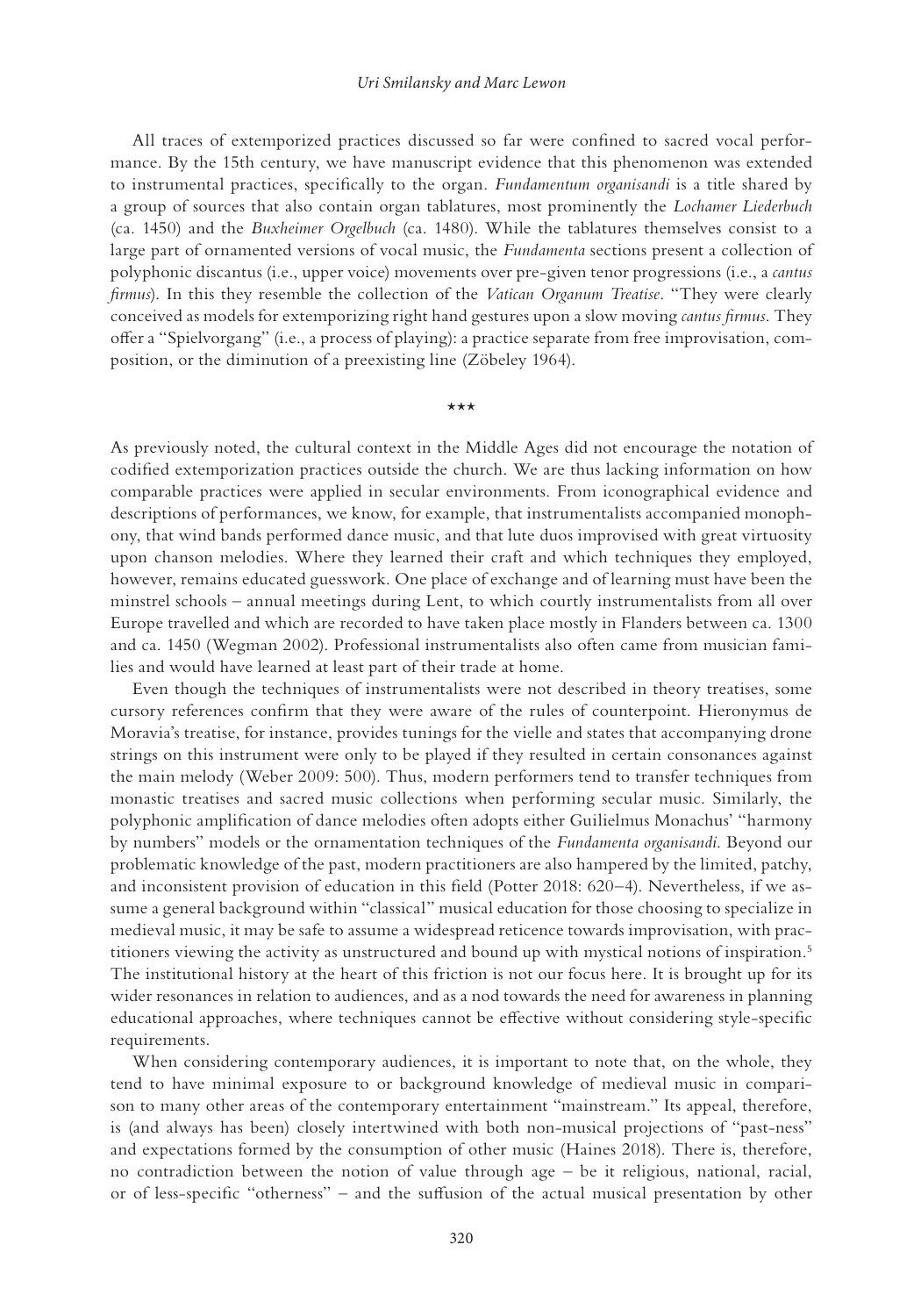All traces of extemporized practices discussed so far were confined to sacred vocal performance. By the 15th century, we have manuscript evidence that this phenomenon was extended to instrumental practices, specifically to the organ. *Fundamentum organisandi* is a title shared by a group of sources that also contain organ tablatures, most prominently the *Lochamer Liederbuch* (ca. 1450) and the *Buxheimer Orgelbuch* (ca. 1480). While the tablatures themselves consist to a large part of ornamented versions of vocal music, the *Fundamenta* sections present a collection of polyphonic discantus (i.e., upper voice) movements over pre-given tenor progressions (i.e., a *cantus firmus*). In this they resemble the collection of the *Vatican Organum Treatise*. "They were clearly conceived as models for extemporizing right hand gestures upon a slow moving *cantus firmus*. They offer a "Spielvorgang" (i.e., a process of playing): a practice separate from free improvisation, composition, or the diminution of a preexisting line (Zöbeley 1964).

\*\*\*

As previously noted, the cultural context in the Middle Ages did not encourage the notation of codified extemporization practices outside the church. We are thus lacking information on how comparable practices were applied in secular environments. From iconographical evidence and descriptions of performances, we know, for example, that instrumentalists accompanied monophony, that wind bands performed dance music, and that lute duos improvised with great virtuosity upon chanson melodies. Where they learned their craft and which techniques they employed, however, remains educated guesswork. One place of exchange and of learning must have been the minstrel schools – annual meetings during Lent, to which courtly instrumentalists from all over Europe travelled and which are recorded to have taken place mostly in Flanders between ca. 1300 and ca. 1450 (Wegman 2002). Professional instrumentalists also often came from musician families and would have learned at least part of their trade at home.

Even though the techniques of instrumentalists were not described in theory treatises, some cursory references confirm that they were aware of the rules of counterpoint. Hieronymus de Moravia's treatise, for instance, provides tunings for the vielle and states that accompanying drone strings on this instrument were only to be played if they resulted in certain consonances against the main melody (Weber 2009: 500). Thus, modern performers tend to transfer techniques from monastic treatises and sacred music collections when performing secular music. Similarly, the polyphonic amplification of dance melodies often adopts either Guilielmus Monachus' "harmony by numbers" models or the ornamentation techniques of the *Fundamenta organisandi*. Beyond our problematic knowledge of the past, modern practitioners are also hampered by the limited, patchy, and inconsistent provision of education in this field (Potter 2018: 620–4). Nevertheless, if we assume a general background within "classical" musical education for those choosing to specialize in medieval music, it may be safe to assume a widespread reticence towards improvisation, with practitioners viewing the activity as unstructured and bound up with mystical notions of inspiration.[5] The institutional history at the heart of this friction is not our focus here. It is brought up for its wider resonances in relation to audiences, and as a nod towards the need for awareness in planning educational approaches, where techniques cannot be effective without considering style-specific requirements.

When considering contemporary audiences, it is important to note that, on the whole, they tend to have minimal exposure to or background knowledge of medieval music in comparison to many other areas of the contemporary entertainment "mainstream." Its appeal, therefore, is (and always has been) closely intertwined with both non-musical projections of "past-ness" and expectations formed by the consumption of other music (Haines 2018). There is, therefore, no contradiction between the notion of value through age – be it religious, national, racial, or of less-specific "otherness" – and the suffusion of the actual musical presentation by other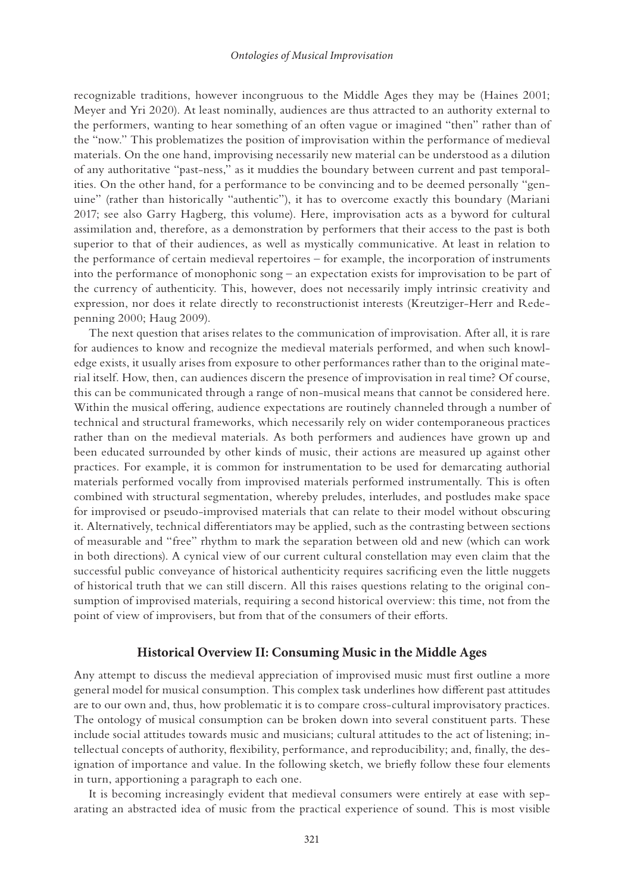recognizable traditions, however incongruous to the Middle Ages they may be (Haines 2001; Meyer and Yri 2020). At least nominally, audiences are thus attracted to an authority external to the performers, wanting to hear something of an often vague or imagined "then" rather than of the "now." This problematizes the position of improvisation within the performance of medieval materials. On the one hand, improvising necessarily new material can be understood as a dilution of any authoritative "past-ness," as it muddies the boundary between current and past temporalities. On the other hand, for a performance to be convincing and to be deemed personally "genuine" (rather than historically "authentic"), it has to overcome exactly this boundary (Mariani 2017; see also Garry Hagberg, this volume). Here, improvisation acts as a byword for cultural assimilation and, therefore, as a demonstration by performers that their access to the past is both superior to that of their audiences, as well as mystically communicative. At least in relation to the performance of certain medieval repertoires – for example, the incorporation of instruments into the performance of monophonic song – an expectation exists for improvisation to be part of the currency of authenticity. This, however, does not necessarily imply intrinsic creativity and expression, nor does it relate directly to reconstructionist interests (Kreutziger-Herr and Redepenning 2000; Haug 2009).

The next question that arises relates to the communication of improvisation. After all, it is rare for audiences to know and recognize the medieval materials performed, and when such knowledge exists, it usually arises from exposure to other performances rather than to the original material itself. How, then, can audiences discern the presence of improvisation in real time? Of course, this can be communicated through a range of non-musical means that cannot be considered here. Within the musical offering, audience expectations are routinely channeled through a number of technical and structural frameworks, which necessarily rely on wider contemporaneous practices rather than on the medieval materials. As both performers and audiences have grown up and been educated surrounded by other kinds of music, their actions are measured up against other practices. For example, it is common for instrumentation to be used for demarcating authorial materials performed vocally from improvised materials performed instrumentally. This is often combined with structural segmentation, whereby preludes, interludes, and postludes make space for improvised or pseudo-improvised materials that can relate to their model without obscuring it. Alternatively, technical differentiators may be applied, such as the contrasting between sections of measurable and "free" rhythm to mark the separation between old and new (which can work in both directions). A cynical view of our current cultural constellation may even claim that the successful public conveyance of historical authenticity requires sacrificing even the little nuggets of historical truth that we can still discern. All this raises questions relating to the original consumption of improvised materials, requiring a second historical overview: this time, not from the point of view of improvisers, but from that of the consumers of their efforts.

## Historical Overview II: Consuming Music in the Middle Ages

Any attempt to discuss the medieval appreciation of improvised music must first outline a more general model for musical consumption. This complex task underlines how different past attitudes are to our own and, thus, how problematic it is to compare cross-cultural improvisatory practices. The ontology of musical consumption can be broken down into several constituent parts. These include social attitudes towards music and musicians; cultural attitudes to the act of listening; intellectual concepts of authority, flexibility, performance, and reproducibility; and, finally, the designation of importance and value. In the following sketch, we briefly follow these four elements in turn, apportioning a paragraph to each one.

It is becoming increasingly evident that medieval consumers were entirely at ease with separating an abstracted idea of music from the practical experience of sound. This is most visible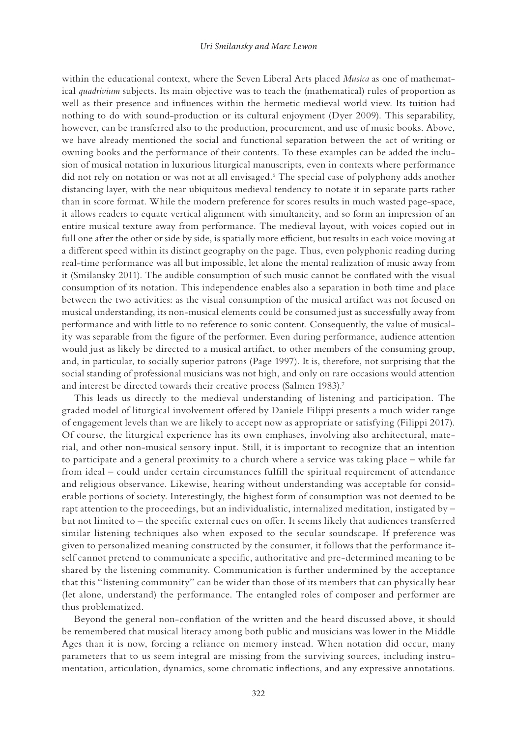within the educational context, where the Seven Liberal Arts placed *Musica* as one of mathematical *quadrivium* subjects. Its main objective was to teach the (mathematical) rules of proportion as well as their presence and influences within the hermetic medieval world view. Its tuition had nothing to do with sound-production or its cultural enjoyment (Dyer 2009). This separability, however, can be transferred also to the production, procurement, and use of music books. Above, we have already mentioned the social and functional separation between the act of writing or owning books and the performance of their contents. To these examples can be added the inclusion of musical notation in luxurious liturgical manuscripts, even in contexts where performance did not rely on notation or was not at all envisaged.[6] The special case of polyphony adds another distancing layer, with the near ubiquitous medieval tendency to notate it in separate parts rather than in score format. While the modern preference for scores results in much wasted page-space, it allows readers to equate vertical alignment with simultaneity, and so form an impression of an entire musical texture away from performance. The medieval layout, with voices copied out in full one after the other or side by side, is spatially more efficient, but results in each voice moving at a different speed within its distinct geography on the page. Thus, even polyphonic reading during real-time performance was all but impossible, let alone the mental realization of music away from it (Smilansky 2011). The audible consumption of such music cannot be conflated with the visual consumption of its notation. This independence enables also a separation in both time and place between the two activities: as the visual consumption of the musical artifact was not focused on musical understanding, its non-musical elements could be consumed just as successfully away from performance and with little to no reference to sonic content. Consequently, the value of musicality was separable from the figure of the performer. Even during performance, audience attention would just as likely be directed to a musical artifact, to other members of the consuming group, and, in particular, to socially superior patrons (Page 1997). It is, therefore, not surprising that the social standing of professional musicians was not high, and only on rare occasions would attention and interest be directed towards their creative process (Salmen 1983).[7]

This leads us directly to the medieval understanding of listening and participation. The graded model of liturgical involvement offered by Daniele Filippi presents a much wider range of engagement levels than we are likely to accept now as appropriate or satisfying (Filippi 2017). Of course, the liturgical experience has its own emphases, involving also architectural, material, and other non-musical sensory input. Still, it is important to recognize that an intention to participate and a general proximity to a church where a service was taking place – while far from ideal – could under certain circumstances fulfill the spiritual requirement of attendance and religious observance. Likewise, hearing without understanding was acceptable for considerable portions of society. Interestingly, the highest form of consumption was not deemed to be rapt attention to the proceedings, but an individualistic, internalized meditation, instigated by – but not limited to – the specific external cues on offer. It seems likely that audiences transferred similar listening techniques also when exposed to the secular soundscape. If preference was given to personalized meaning constructed by the consumer, it follows that the performance itself cannot pretend to communicate a specific, authoritative and pre-determined meaning to be shared by the listening community. Communication is further undermined by the acceptance that this "listening community" can be wider than those of its members that can physically hear (let alone, understand) the performance. The entangled roles of composer and performer are thus problematized.

Beyond the general non-conflation of the written and the heard discussed above, it should be remembered that musical literacy among both public and musicians was lower in the Middle Ages than it is now, forcing a reliance on memory instead. When notation did occur, many parameters that to us seem integral are missing from the surviving sources, including instrumentation, articulation, dynamics, some chromatic inflections, and any expressive annotations.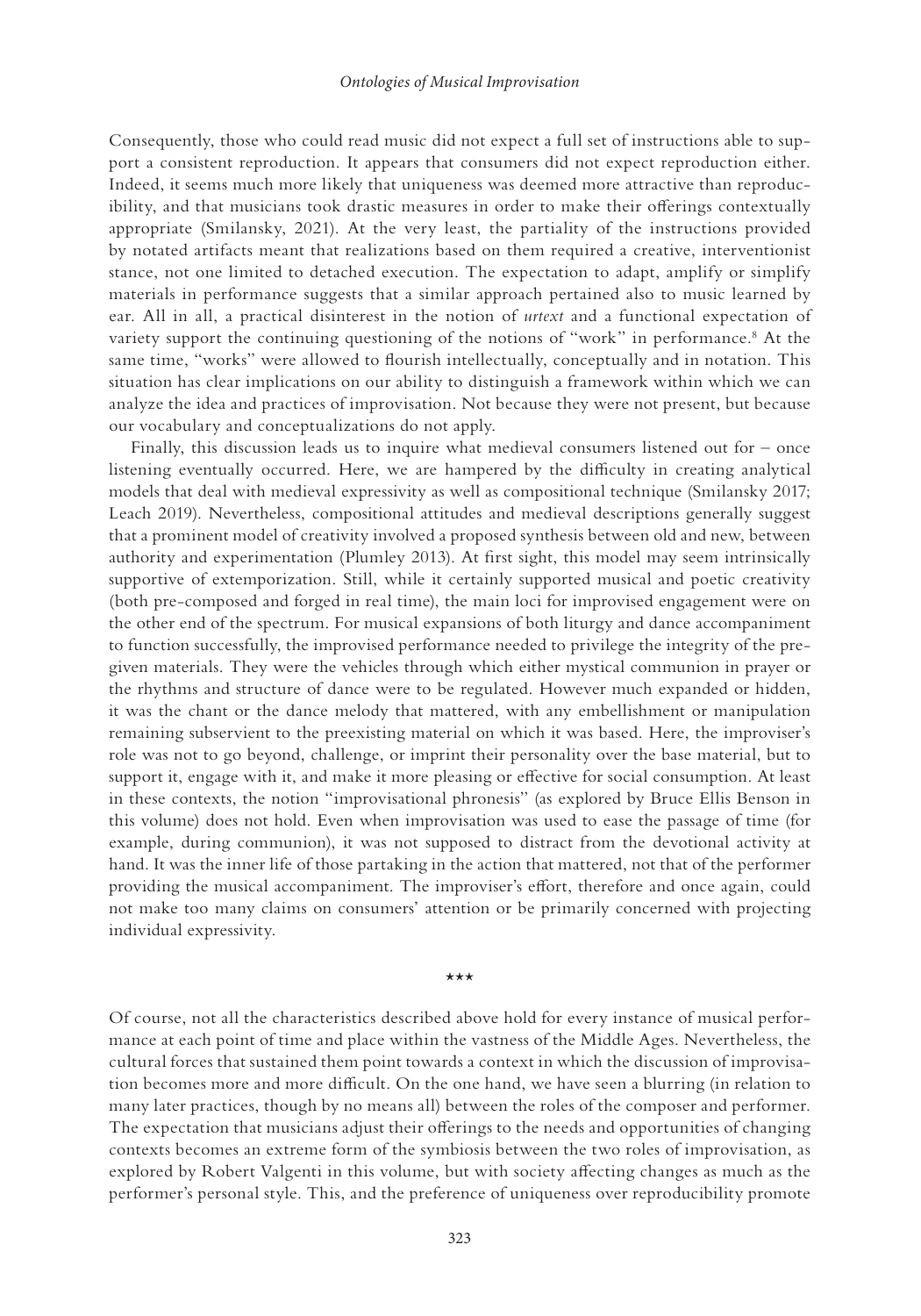Consequently, those who could read music did not expect a full set of instructions able to support a consistent reproduction. It appears that consumers did not expect reproduction either. Indeed, it seems much more likely that uniqueness was deemed more attractive than reproducibility, and that musicians took drastic measures in order to make their offerings contextually appropriate (Smilansky, 2021). At the very least, the partiality of the instructions provided by notated artifacts meant that realizations based on them required a creative, interventionist stance, not one limited to detached execution. The expectation to adapt, amplify or simplify materials in performance suggests that a similar approach pertained also to music learned by ear. All in all, a practical disinterest in the notion of *urtext* and a functional expectation of variety support the continuing questioning of the notions of "work" in performance.[8] At the same time, "works" were allowed to flourish intellectually, conceptually and in notation. This situation has clear implications on our ability to distinguish a framework within which we can analyze the idea and practices of improvisation. Not because they were not present, but because our vocabulary and conceptualizations do not apply.

Finally, this discussion leads us to inquire what medieval consumers listened out for – once listening eventually occurred. Here, we are hampered by the difficulty in creating analytical models that deal with medieval expressivity as well as compositional technique (Smilansky 2017; Leach 2019). Nevertheless, compositional attitudes and medieval descriptions generally suggest that a prominent model of creativity involved a proposed synthesis between old and new, between authority and experimentation (Plumley 2013). At first sight, this model may seem intrinsically supportive of extemporization. Still, while it certainly supported musical and poetic creativity (both pre-composed and forged in real time), the main loci for improvised engagement were on the other end of the spectrum. For musical expansions of both liturgy and dance accompaniment to function successfully, the improvised performance needed to privilege the integrity of the pre-given materials. They were the vehicles through which either mystical communion in prayer or the rhythms and structure of dance were to be regulated. However much expanded or hidden, it was the chant or the dance melody that mattered, with any embellishment or manipulation remaining subservient to the preexisting material on which it was based. Here, the improviser's role was not to go beyond, challenge, or imprint their personality over the base material, but to support it, engage with it, and make it more pleasing or effective for social consumption. At least in these contexts, the notion "improvisational phronesis" (as explored by Bruce Ellis Benson in this volume) does not hold. Even when improvisation was used to ease the passage of time (for example, during communion), it was not supposed to distract from the devotional activity at hand. It was the inner life of those partaking in the action that mattered, not that of the performer providing the musical accompaniment. The improviser's effort, therefore and once again, could not make too many claims on consumers' attention or be primarily concerned with projecting individual expressivity.

\*\*\*

Of course, not all the characteristics described above hold for every instance of musical performance at each point of time and place within the vastness of the Middle Ages. Nevertheless, the cultural forces that sustained them point towards a context in which the discussion of improvisation becomes more and more difficult. On the one hand, we have seen a blurring (in relation to many later practices, though by no means all) between the roles of the composer and performer. The expectation that musicians adjust their offerings to the needs and opportunities of changing contexts becomes an extreme form of the symbiosis between the two roles of improvisation, as explored by Robert Valgenti in this volume, but with society affecting changes as much as the performer's personal style. This, and the preference of uniqueness over reproducibility promote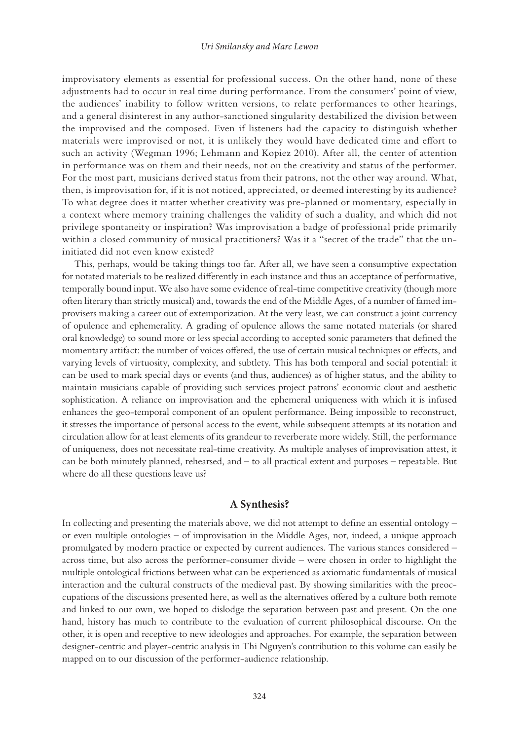improvisatory elements as essential for professional success. On the other hand, none of these adjustments had to occur in real time during performance. From the consumers' point of view, the audiences' inability to follow written versions, to relate performances to other hearings, and a general disinterest in any author-sanctioned singularity destabilized the division between the improvised and the composed. Even if listeners had the capacity to distinguish whether materials were improvised or not, it is unlikely they would have dedicated time and effort to such an activity (Wegman 1996; Lehmann and Kopiez 2010). After all, the center of attention in performance was on them and their needs, not on the creativity and status of the performer. For the most part, musicians derived status from their patrons, not the other way around. What, then, is improvisation for, if it is not noticed, appreciated, or deemed interesting by its audience? To what degree does it matter whether creativity was pre-planned or momentary, especially in a context where memory training challenges the validity of such a duality, and which did not privilege spontaneity or inspiration? Was improvisation a badge of professional pride primarily within a closed community of musical practitioners? Was it a "secret of the trade" that the uninitiated did not even know existed?

This, perhaps, would be taking things too far. After all, we have seen a consumptive expectation for notated materials to be realized differently in each instance and thus an acceptance of performative, temporally bound input. We also have some evidence of real-time competitive creativity (though more often literary than strictly musical) and, towards the end of the Middle Ages, of a number of famed improvisers making a career out of extemporization. At the very least, we can construct a joint currency of opulence and ephemerality. A grading of opulence allows the same notated materials (or shared oral knowledge) to sound more or less special according to accepted sonic parameters that defined the momentary artifact: the number of voices offered, the use of certain musical techniques or effects, and varying levels of virtuosity, complexity, and subtlety. This has both temporal and social potential: it can be used to mark special days or events (and thus, audiences) as of higher status, and the ability to maintain musicians capable of providing such services project patrons' economic clout and aesthetic sophistication. A reliance on improvisation and the ephemeral uniqueness with which it is infused enhances the geo-temporal component of an opulent performance. Being impossible to reconstruct, it stresses the importance of personal access to the event, while subsequent attempts at its notation and circulation allow for at least elements of its grandeur to reverberate more widely. Still, the performance of uniqueness, does not necessitate real-time creativity. As multiple analyses of improvisation attest, it can be both minutely planned, rehearsed, and – to all practical extent and purposes – repeatable. But where do all these questions leave us?

## A Synthesis?

In collecting and presenting the materials above, we did not attempt to define an essential ontology – or even multiple ontologies – of improvisation in the Middle Ages, nor, indeed, a unique approach promulgated by modern practice or expected by current audiences. The various stances considered – across time, but also across the performer-consumer divide – were chosen in order to highlight the multiple ontological frictions between what can be experienced as axiomatic fundamentals of musical interaction and the cultural constructs of the medieval past. By showing similarities with the preoccupations of the discussions presented here, as well as the alternatives offered by a culture both remote and linked to our own, we hoped to dislodge the separation between past and present. On the one hand, history has much to contribute to the evaluation of current philosophical discourse. On the other, it is open and receptive to new ideologies and approaches. For example, the separation between designer-centric and player-centric analysis in Thi Nguyen's contribution to this volume can easily be mapped on to our discussion of the performer-audience relationship.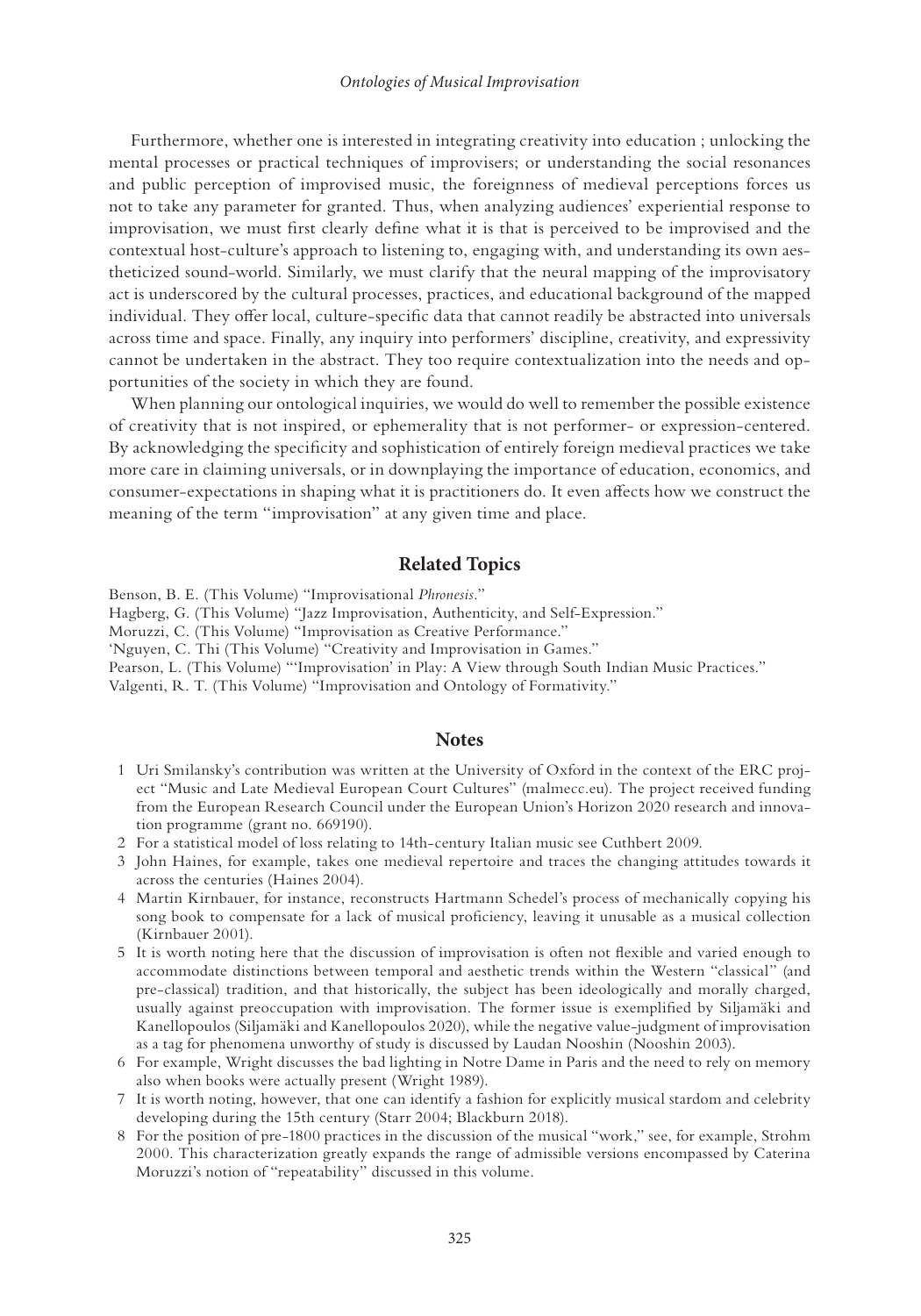Furthermore, whether one is interested in integrating creativity into education ; unlocking the mental processes or practical techniques of improvisers; or understanding the social resonances and public perception of improvised music, the foreignness of medieval perceptions forces us not to take any parameter for granted. Thus, when analyzing audiences' experiential response to improvisation, we must first clearly define what it is that is perceived to be improvised and the contextual host-culture's approach to listening to, engaging with, and understanding its own aestheticized sound-world. Similarly, we must clarify that the neural mapping of the improvisatory act is underscored by the cultural processes, practices, and educational background of the mapped individual. They offer local, culture-specific data that cannot readily be abstracted into universals across time and space. Finally, any inquiry into performers' discipline, creativity, and expressivity cannot be undertaken in the abstract. They too require contextualization into the needs and opportunities of the society in which they are found.

When planning our ontological inquiries, we would do well to remember the possible existence of creativity that is not inspired, or ephemerality that is not performer- or expression-centered. By acknowledging the specificity and sophistication of entirely foreign medieval practices we take more care in claiming universals, or in downplaying the importance of education, economics, and consumer-expectations in shaping what it is practitioners do. It even affects how we construct the meaning of the term "improvisation" at any given time and place.

## Related Topics

Benson, B. E. (This Volume) "Improvisational *Phronesis*."
Hagberg, G. (This Volume) "Jazz Improvisation, Authenticity, and Self-Expression."
Moruzzi, C. (This Volume) "Improvisation as Creative Performance."
'Nguyen, C. Thi (This Volume) "Creativity and Improvisation in Games."
Pearson, L. (This Volume) "'Improvisation' in Play: A View through South Indian Music Practices."
Valgenti, R. T. (This Volume) "Improvisation and Ontology of Formativity."

## Notes

1. Uri Smilansky's contribution was written at the University of Oxford in the context of the ERC project "Music and Late Medieval European Court Cultures" (malmecc.eu). The project received funding from the European Research Council under the European Union's Horizon 2020 research and innovation programme (grant no. 669190).
2. For a statistical model of loss relating to 14th-century Italian music see Cuthbert 2009.
3. John Haines, for example, takes one medieval repertoire and traces the changing attitudes towards it across the centuries (Haines 2004).
4. Martin Kirnbauer, for instance, reconstructs Hartmann Schedel's process of mechanically copying his song book to compensate for a lack of musical proficiency, leaving it unusable as a musical collection (Kirnbauer 2001).
5. It is worth noting here that the discussion of improvisation is often not flexible and varied enough to accommodate distinctions between temporal and aesthetic trends within the Western "classical" (and pre-classical) tradition, and that historically, the subject has been ideologically and morally charged, usually against preoccupation with improvisation. The former issue is exemplified by Siljamäki and Kanellopoulos (Siljamäki and Kanellopoulos 2020), while the negative value-judgment of improvisation as a tag for phenomena unworthy of study is discussed by Laudan Nooshin (Nooshin 2003).
6. For example, Wright discusses the bad lighting in Notre Dame in Paris and the need to rely on memory also when books were actually present (Wright 1989).
7. It is worth noting, however, that one can identify a fashion for explicitly musical stardom and celebrity developing during the 15th century (Starr 2004; Blackburn 2018).
8. For the position of pre-1800 practices in the discussion of the musical "work," see, for example, Strohm 2000. This characterization greatly expands the range of admissible versions encompassed by Caterina Moruzzi's notion of "repeatability" discussed in this volume.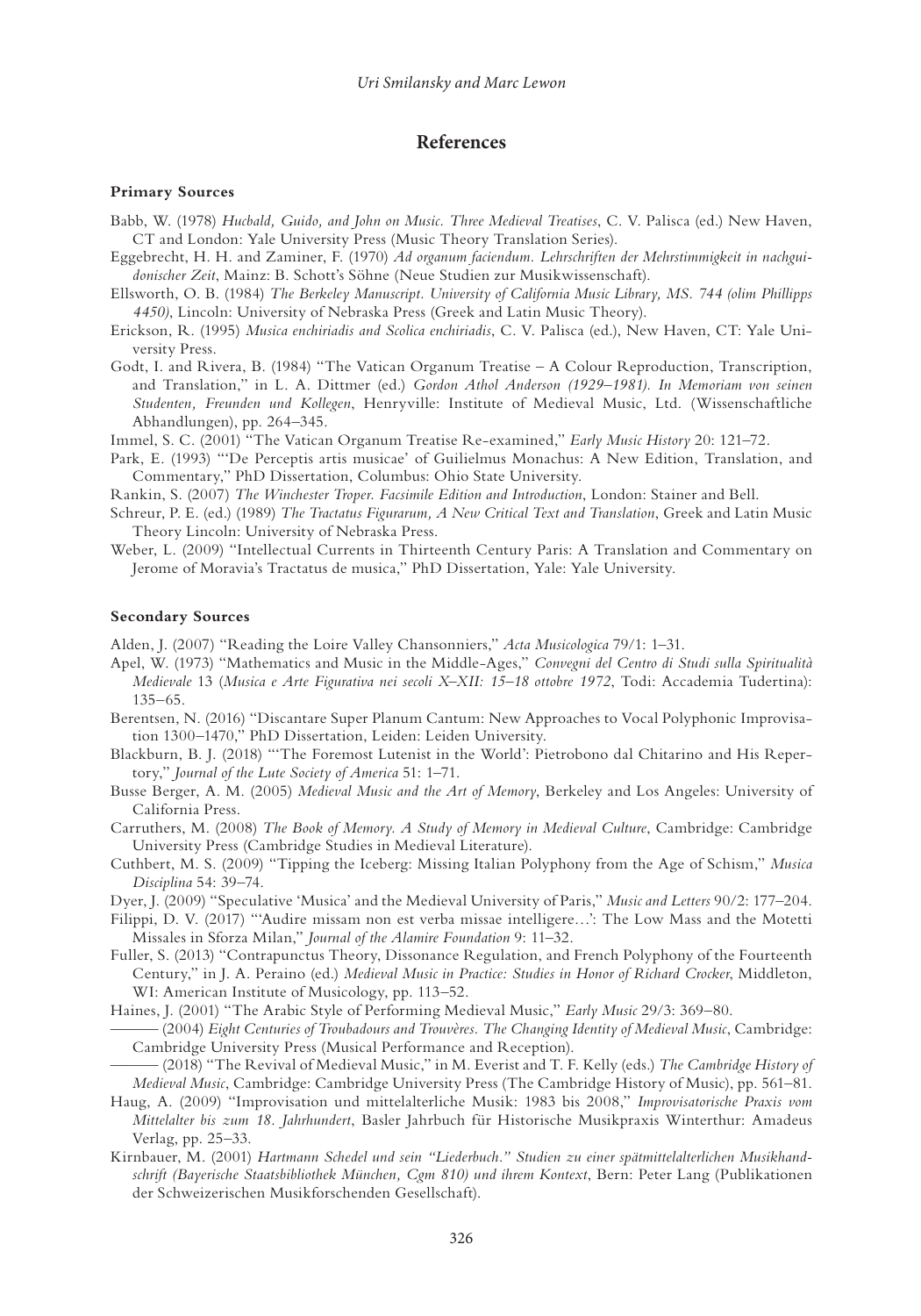## References

### Primary Sources

Babb, W. (1978) *Hucbald, Guido, and John on Music. Three Medieval Treatises*, C. V. Palisca (ed.) New Haven, CT and London: Yale University Press (Music Theory Translation Series).

Eggebrecht, H. H. and Zaminer, F. (1970) *Ad organum faciendum. Lehrschriften der Mehrstimmigkeit in nachguidonischer Zeit*, Mainz: B. Schott's Söhne (Neue Studien zur Musikwissenschaft).

Ellsworth, O. B. (1984) *The Berkeley Manuscript. University of California Music Library, MS. 744 (olim Phillipps 4450)*, Lincoln: University of Nebraska Press (Greek and Latin Music Theory).

Erickson, R. (1995) *Musica enchiriadis and Scolica enchiriadis*, C. V. Palisca (ed.), New Haven, CT: Yale University Press.

Godt, I. and Rivera, B. (1984) "The Vatican Organum Treatise – A Colour Reproduction, Transcription, and Translation," in L. A. Dittmer (ed.) *Gordon Athol Anderson (1929–1981). In Memoriam von seinen Studenten, Freunden und Kollegen*, Henryville: Institute of Medieval Music, Ltd. (Wissenschaftliche Abhandlungen), pp. 264–345.

Immel, S. C. (2001) "The Vatican Organum Treatise Re-examined," *Early Music History* 20: 121–72.

Park, E. (1993) "'De Perceptis artis musicae' of Guilielmus Monachus: A New Edition, Translation, and Commentary," PhD Dissertation, Columbus: Ohio State University.

Rankin, S. (2007) *The Winchester Troper. Facsimile Edition and Introduction*, London: Stainer and Bell.

Schreur, P. E. (ed.) (1989) *The Tractatus Figurarum, A New Critical Text and Translation*, Greek and Latin Music Theory Lincoln: University of Nebraska Press.

Weber, L. (2009) "Intellectual Currents in Thirteenth Century Paris: A Translation and Commentary on Jerome of Moravia's Tractatus de musica," PhD Dissertation, Yale: Yale University.

### Secondary Sources

Alden, J. (2007) "Reading the Loire Valley Chansonniers," *Acta Musicologica* 79/1: 1–31.

Apel, W. (1973) "Mathematics and Music in the Middle-Ages," *Convegni del Centro di Studi sulla Spiritualità Medievale* 13 (*Musica e Arte Figurativa nei secoli X–XII: 15–18 ottobre 1972*, Todi: Accademia Tudertina): 135–65.

Berentsen, N. (2016) "Discantare Super Planum Cantum: New Approaches to Vocal Polyphonic Improvisation 1300–1470," PhD Dissertation, Leiden: Leiden University.

Blackburn, B. J. (2018) "'The Foremost Lutenist in the World': Pietrobono dal Chitarino and His Repertory," *Journal of the Lute Society of America* 51: 1–71.

Busse Berger, A. M. (2005) *Medieval Music and the Art of Memory*, Berkeley and Los Angeles: University of California Press.

Carruthers, M. (2008) *The Book of Memory. A Study of Memory in Medieval Culture*, Cambridge: Cambridge University Press (Cambridge Studies in Medieval Literature).

Cuthbert, M. S. (2009) "Tipping the Iceberg: Missing Italian Polyphony from the Age of Schism," *Musica Disciplina* 54: 39–74.

Dyer, J. (2009) "Speculative 'Musica' and the Medieval University of Paris," *Music and Letters* 90/2: 177–204.

Filippi, D. V. (2017) "'Audire missam non est verba missae intelligere…': The Low Mass and the Motetti Missales in Sforza Milan," *Journal of the Alamire Foundation* 9: 11–32.

Fuller, S. (2013) "Contrapunctus Theory, Dissonance Regulation, and French Polyphony of the Fourteenth Century," in J. A. Peraino (ed.) *Medieval Music in Practice: Studies in Honor of Richard Crocker*, Middleton, WI: American Institute of Musicology, pp. 113–52.

Haines, J. (2001) "The Arabic Style of Performing Medieval Music," *Early Music* 29/3: 369–80.

——— (2004) *Eight Centuries of Troubadours and Trouvères. The Changing Identity of Medieval Music*, Cambridge: Cambridge University Press (Musical Performance and Reception).

——— (2018) "The Revival of Medieval Music," in M. Everist and T. F. Kelly (eds.) *The Cambridge History of Medieval Music*, Cambridge: Cambridge University Press (The Cambridge History of Music), pp. 561–81.

Haug, A. (2009) "Improvisation und mittelalterliche Musik: 1983 bis 2008," *Improvisatorische Praxis vom Mittelalter bis zum 18. Jahrhundert*, Basler Jahrbuch für Historische Musikpraxis Winterthur: Amadeus Verlag, pp. 25–33.

Kirnbauer, M. (2001) *Hartmann Schedel und sein "Liederbuch." Studien zu einer spätmittelalterlichen Musikhandschrift (Bayerische Staatsbibliothek München, Cgm 810) und ihrem Kontext*, Bern: Peter Lang (Publikationen der Schweizerischen Musikforschenden Gesellschaft).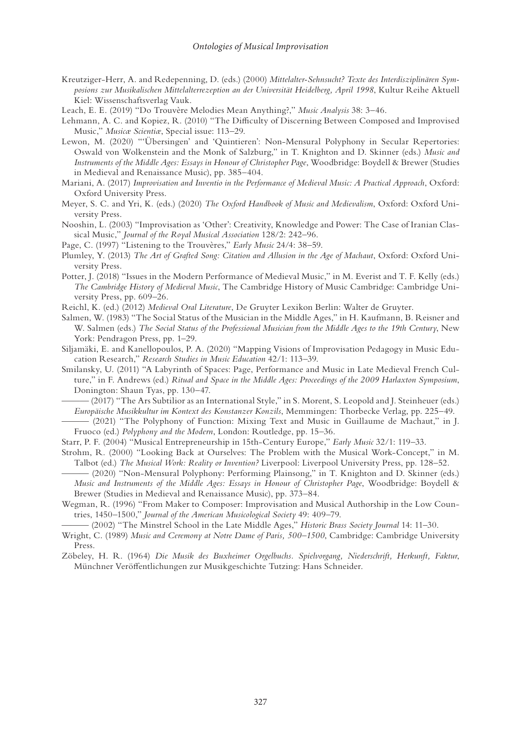Kreutziger-Herr, A. and Redepenning, D. (eds.) (2000) *Mittelalter-Sehnsucht? Texte des Interdisziplinären Symposions zur Musikalischen Mittelalterrezeption an der Universität Heidelberg, April 1998*, Kultur Reihe Aktuell Kiel: Wissenschaftsverlag Vauk.

Leach, E. E. (2019) "Do Trouvère Melodies Mean Anything?," *Music Analysis* 38: 3–46.

Lehmann, A. C. and Kopiez, R. (2010) "The Difficulty of Discerning Between Composed and Improvised Music," *Musicæ Scientiæ*, Special issue: 113–29.

Lewon, M. (2020) "'Übersingen' and 'Quintieren': Non-Mensural Polyphony in Secular Repertories: Oswald von Wolkenstein and the Monk of Salzburg," in T. Knighton and D. Skinner (eds.) *Music and Instruments of the Middle Ages: Essays in Honour of Christopher Page*, Woodbridge: Boydell & Brewer (Studies in Medieval and Renaissance Music), pp. 385–404.

Mariani, A. (2017) *Improvisation and Inventio in the Performance of Medieval Music: A Practical Approach*, Oxford: Oxford University Press.

Meyer, S. C. and Yri, K. (eds.) (2020) *The Oxford Handbook of Music and Medievalism*, Oxford: Oxford University Press.

Nooshin, L. (2003) "Improvisation as 'Other': Creativity, Knowledge and Power: The Case of Iranian Classical Music," *Journal of the Royal Musical Association* 128/2: 242–96.

Page, C. (1997) "Listening to the Trouvères," *Early Music* 24/4: 38–59.

Plumley, Y. (2013) *The Art of Grafted Song: Citation and Allusion in the Age of Machaut*, Oxford: Oxford University Press.

Potter, J. (2018) "Issues in the Modern Performance of Medieval Music," in M. Everist and T. F. Kelly (eds.) *The Cambridge History of Medieval Music*, The Cambridge History of Music Cambridge: Cambridge University Press, pp. 609–26.

Reichl, K. (ed.) (2012) *Medieval Oral Literature*, De Gruyter Lexikon Berlin: Walter de Gruyter.

Salmen, W. (1983) "The Social Status of the Musician in the Middle Ages," in H. Kaufmann, B. Reisner and W. Salmen (eds.) *The Social Status of the Professional Musician from the Middle Ages to the 19th Century*, New York: Pendragon Press, pp. 1–29.

Siljamäki, E. and Kanellopoulos, P. A. (2020) "Mapping Visions of Improvisation Pedagogy in Music Education Research," *Research Studies in Music Education* 42/1: 113–39.

Smilansky, U. (2011) "A Labyrinth of Spaces: Page, Performance and Music in Late Medieval French Culture," in F. Andrews (ed.) *Ritual and Space in the Middle Ages: Proceedings of the 2009 Harlaxton Symposium*, Donington: Shaun Tyas, pp. 130–47.

——— (2017) "The Ars Subtilior as an International Style," in S. Morent, S. Leopold and J. Steinheuer (eds.) *Europäische Musikkultur im Kontext des Konstanzer Konzils*, Memmingen: Thorbecke Verlag, pp. 225–49.

——— (2021) "The Polyphony of Function: Mixing Text and Music in Guillaume de Machaut," in J. Fruoco (ed.) *Polyphony and the Modern*, London: Routledge, pp. 15–36.

Starr, P. F. (2004) "Musical Entrepreneurship in 15th-Century Europe," *Early Music* 32/1: 119–33.

Strohm, R. (2000) "Looking Back at Ourselves: The Problem with the Musical Work-Concept," in M. Talbot (ed.) *The Musical Work: Reality or Invention?* Liverpool: Liverpool University Press, pp. 128–52.

——— (2020) "Non-Mensural Polyphony: Performing Plainsong," in T. Knighton and D. Skinner (eds.) *Music and Instruments of the Middle Ages: Essays in Honour of Christopher Page*, Woodbridge: Boydell & Brewer (Studies in Medieval and Renaissance Music), pp. 373–84.

Wegman, R. (1996) "From Maker to Composer: Improvisation and Musical Authorship in the Low Countries, 1450–1500," *Journal of the American Musicological Society* 49: 409–79.

——— (2002) "The Minstrel School in the Late Middle Ages," *Historic Brass Society Journal* 14: 11–30.

Wright, C. (1989) *Music and Ceremony at Notre Dame of Paris, 500–1500*, Cambridge: Cambridge University Press.

Zöbeley, H. R. (1964) *Die Musik des Buxheimer Orgelbuchs. Spielvorgang, Niederschrift, Herkunft, Faktur*, Münchner Veröffentlichungen zur Musikgeschichte Tutzing: Hans Schneider.